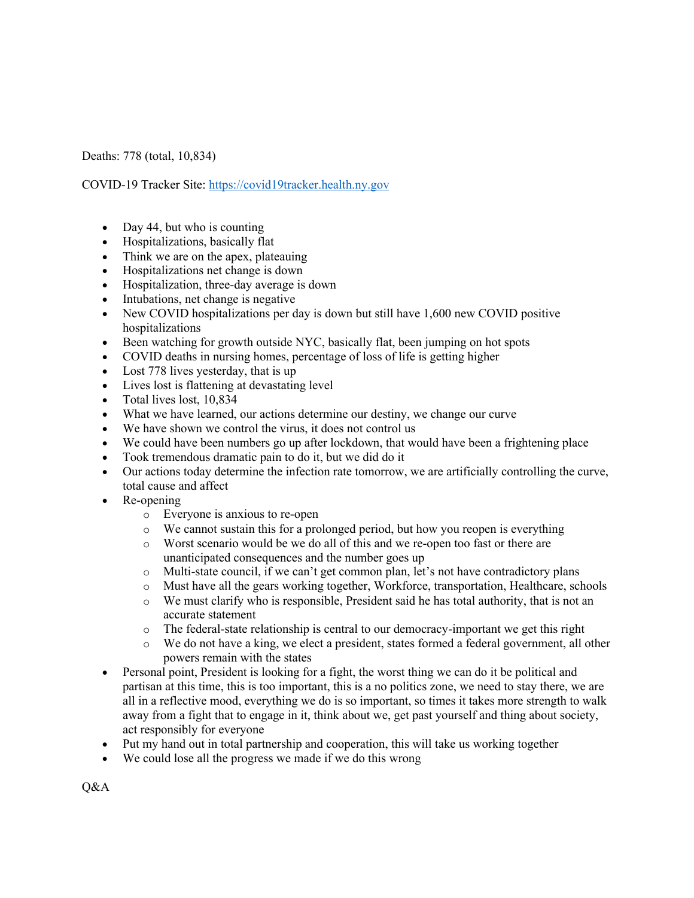Deaths: 778 (total, 10,834)

COVID-19 Tracker Site: [https://covid19tracker.health.ny.gov](https://covid19tracker.health.ny.gov)

- Day 44, but who is counting
- Hospitalizations, basically flat
- Think we are on the apex, plateauing
- Hospitalizations net change is down
- Hospitalization, three-day average is down
- Intubations, net change is negative
- New COVID hospitalizations per day is down but still have 1,600 new COVID positive hospitalizations
- Been watching for growth outside NYC, basically flat, been jumping on hot spots
- COVID deaths in nursing homes, percentage of loss of life is getting higher
- Lost 778 lives yesterday, that is up
- Lives lost is flattening at devastating level
- Total lives lost, 10,834
- What we have learned, our actions determine our destiny, we change our curve
- We have shown we control the virus, it does not control us
- We could have been numbers go up after lockdown, that would have been a frightening place
- Took tremendous dramatic pain to do it, but we did do it
- Our actions today determine the infection rate tomorrow, we are artificially controlling the curve, total cause and affect
- Re-opening
  - Everyone is anxious to re-open
  - We cannot sustain this for a prolonged period, but how you reopen is everything
  - Worst scenario would be we do all of this and we re-open too fast or there are unanticipated consequences and the number goes up
  - Multi-state council, if we can't get common plan, let's not have contradictory plans
  - Must have all the gears working together, Workforce, transportation, Healthcare, schools
  - We must clarify who is responsible, President said he has total authority, that is not an accurate statement
  - The federal-state relationship is central to our democracy-important we get this right
  - We do not have a king, we elect a president, states formed a federal government, all other powers remain with the states
- Personal point, President is looking for a fight, the worst thing we can do it be political and partisan at this time, this is too important, this is a no politics zone, we need to stay there, we are all in a reflective mood, everything we do is so important, so times it takes more strength to walk away from a fight that to engage in it, think about we, get past yourself and thing about society, act responsibly for everyone
- Put my hand out in total partnership and cooperation, this will take us working together
- We could lose all the progress we made if we do this wrong

Q&A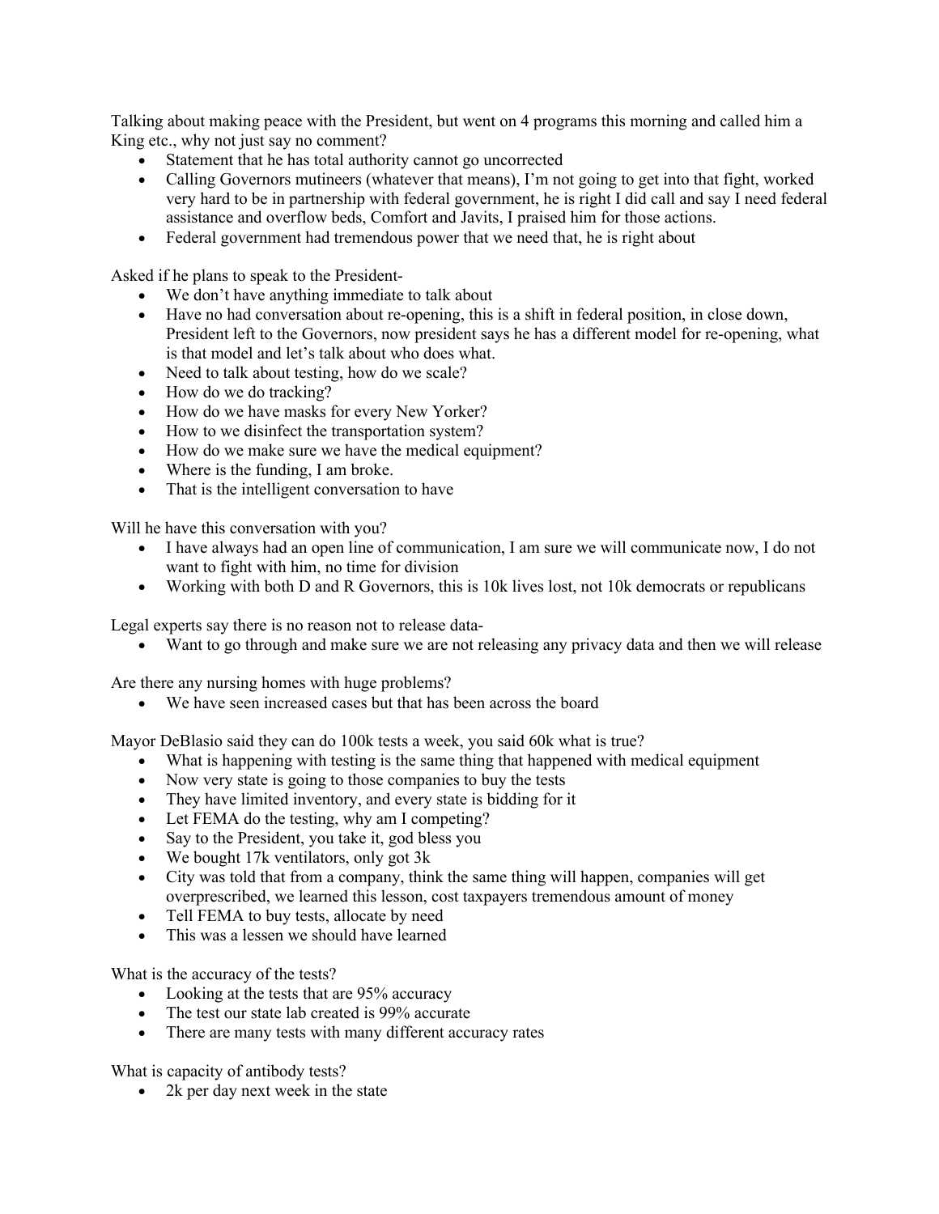Talking about making peace with the President, but went on 4 programs this morning and called him a King etc., why not just say no comment?

- Statement that he has total authority cannot go uncorrected
- Calling Governors mutineers (whatever that means), I'm not going to get into that fight, worked very hard to be in partnership with federal government, he is right I did call and say I need federal assistance and overflow beds, Comfort and Javits, I praised him for those actions.
- Federal government had tremendous power that we need that, he is right about

Asked if he plans to speak to the President-

- We don't have anything immediate to talk about
- Have no had conversation about re-opening, this is a shift in federal position, in close down, President left to the Governors, now president says he has a different model for re-opening, what is that model and let's talk about who does what.
- Need to talk about testing, how do we scale?
- How do we do tracking?
- How do we have masks for every New Yorker?
- How to we disinfect the transportation system?
- How do we make sure we have the medical equipment?
- Where is the funding, I am broke.
- That is the intelligent conversation to have

Will he have this conversation with you?

- I have always had an open line of communication, I am sure we will communicate now, I do not want to fight with him, no time for division
- Working with both D and R Governors, this is 10k lives lost, not 10k democrats or republicans

Legal experts say there is no reason not to release data-

- Want to go through and make sure we are not releasing any privacy data and then we will release

Are there any nursing homes with huge problems?

- We have seen increased cases but that has been across the board

Mayor DeBlasio said they can do 100k tests a week, you said 60k what is true?

- What is happening with testing is the same thing that happened with medical equipment
- Now very state is going to those companies to buy the tests
- They have limited inventory, and every state is bidding for it
- Let FEMA do the testing, why am I competing?
- Say to the President, you take it, god bless you
- We bought 17k ventilators, only got 3k
- City was told that from a company, think the same thing will happen, companies will get overprescribed, we learned this lesson, cost taxpayers tremendous amount of money
- Tell FEMA to buy tests, allocate by need
- This was a lessen we should have learned

What is the accuracy of the tests?

- Looking at the tests that are 95% accuracy
- The test our state lab created is 99% accurate
- There are many tests with many different accuracy rates

What is capacity of antibody tests?

- 2k per day next week in the state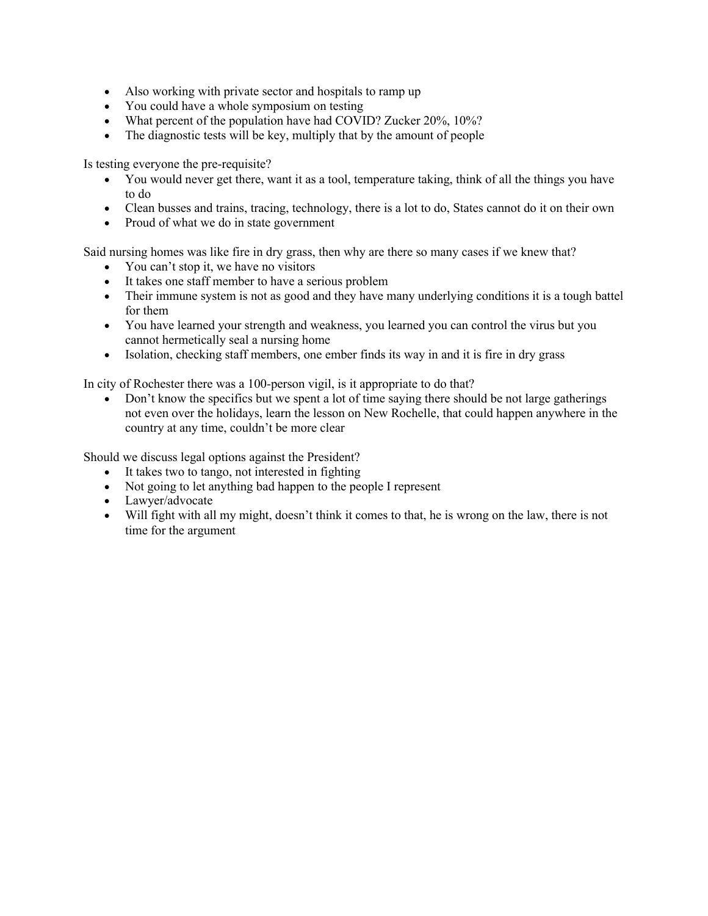- Also working with private sector and hospitals to ramp up
- You could have a whole symposium on testing
- What percent of the population have had COVID? Zucker 20%, 10%?
- The diagnostic tests will be key, multiply that by the amount of people

Is testing everyone the pre-requisite?

- You would never get there, want it as a tool, temperature taking, think of all the things you have to do
- Clean busses and trains, tracing, technology, there is a lot to do, States cannot do it on their own
- Proud of what we do in state government

Said nursing homes was like fire in dry grass, then why are there so many cases if we knew that?

- You can't stop it, we have no visitors
- It takes one staff member to have a serious problem
- Their immune system is not as good and they have many underlying conditions it is a tough battel for them
- You have learned your strength and weakness, you learned you can control the virus but you cannot hermetically seal a nursing home
- Isolation, checking staff members, one ember finds its way in and it is fire in dry grass

In city of Rochester there was a 100-person vigil, is it appropriate to do that?

- Don't know the specifics but we spent a lot of time saying there should be not large gatherings not even over the holidays, learn the lesson on New Rochelle, that could happen anywhere in the country at any time, couldn't be more clear

Should we discuss legal options against the President?

- It takes two to tango, not interested in fighting
- Not going to let anything bad happen to the people I represent
- Lawyer/advocate
- Will fight with all my might, doesn't think it comes to that, he is wrong on the law, there is not time for the argument